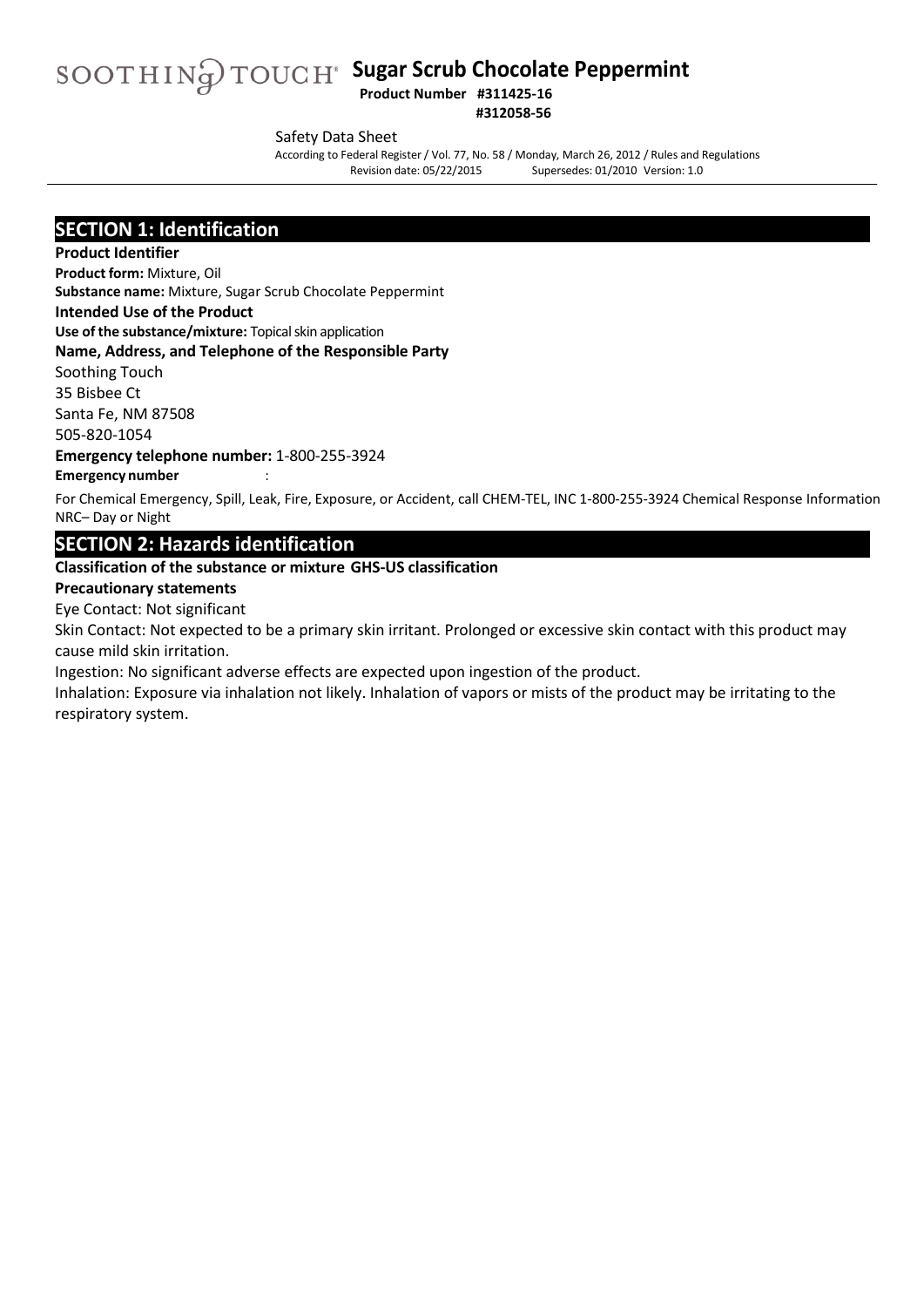SOOTHING TOUCH® **Sugar Scrub Chocolate Peppermint**

**Product Number #311425-16**
**#312058-56**

Safety Data Sheet

According to Federal Register / Vol. 77, No. 58 / Monday, March 26, 2012 / Rules and Regulations
Revision date: 05/22/2015 Supersedes: 01/2010 Version: 1.0

## SECTION 1: Identification

**Product Identifier**

**Product form:** Mixture, Oil

**Substance name:** Mixture, Sugar Scrub Chocolate Peppermint

**Intended Use of the Product**

**Use of the substance/mixture:** Topical skin application

**Name, Address, and Telephone of the Responsible Party**

Soothing Touch
35 Bisbee Ct
Santa Fe, NM 87508
505-820-1054

**Emergency telephone number:** 1-800-255-3924

**Emergency number** :

For Chemical Emergency, Spill, Leak, Fire, Exposure, or Accident, call CHEM-TEL, INC 1-800-255-3924 Chemical Response Information NRC– Day or Night

## SECTION 2: Hazards identification

**Classification of the substance or mixture GHS-US classification**

**Precautionary statements**

Eye Contact: Not significant

Skin Contact: Not expected to be a primary skin irritant. Prolonged or excessive skin contact with this product may cause mild skin irritation.

Ingestion: No significant adverse effects are expected upon ingestion of the product.

Inhalation: Exposure via inhalation not likely. Inhalation of vapors or mists of the product may be irritating to the respiratory system.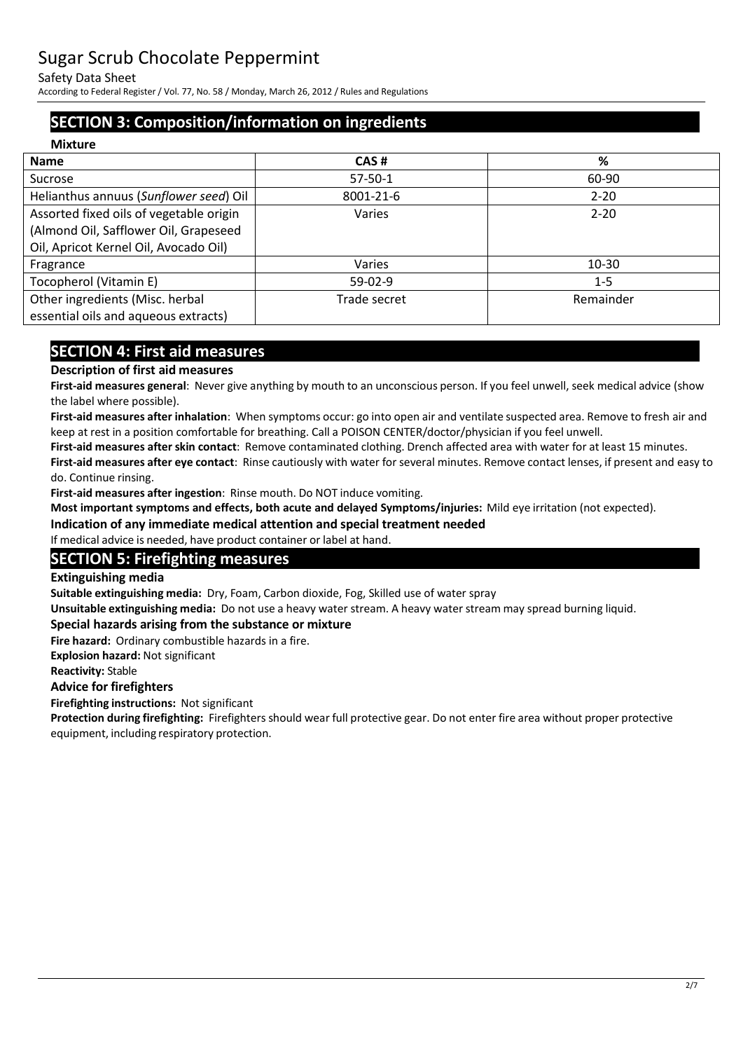## SECTION 3: Composition/information on ingredients

**Mixture**

| Name | CAS # | % |
|---|---|---|
| Sucrose | 57-50-1 | 60-90 |
| Helianthus annuus (*Sunflower seed*) Oil | 8001-21-6 | 2-20 |
| Assorted fixed oils of vegetable origin (Almond Oil, Safflower Oil, Grapeseed Oil, Apricot Kernel Oil, Avocado Oil) | Varies | 2-20 |
| Fragrance | Varies | 10-30 |
| Tocopherol (Vitamin E) | 59-02-9 | 1-5 |
| Other ingredients (Misc. herbal essential oils and aqueous extracts) | Trade secret | Remainder |

## SECTION 4: First aid measures

**Description of first aid measures**

**First-aid measures general**: Never give anything by mouth to an unconscious person. If you feel unwell, seek medical advice (show the label where possible).

**First-aid measures after inhalation**: When symptoms occur: go into open air and ventilate suspected area. Remove to fresh air and keep at rest in a position comfortable for breathing. Call a POISON CENTER/doctor/physician if you feel unwell.

**First-aid measures after skin contact**: Remove contaminated clothing. Drench affected area with water for at least 15 minutes.

**First-aid measures after eye contact**: Rinse cautiously with water for several minutes. Remove contact lenses, if present and easy to do. Continue rinsing.

**First-aid measures after ingestion**: Rinse mouth. Do NOT induce vomiting.

**Most important symptoms and effects, both acute and delayed Symptoms/injuries:** Mild eye irritation (not expected).

**Indication of any immediate medical attention and special treatment needed**

If medical advice is needed, have product container or label at hand.

## SECTION 5: Firefighting measures

**Extinguishing media**

**Suitable extinguishing media:** Dry, Foam, Carbon dioxide, Fog, Skilled use of water spray

**Unsuitable extinguishing media:** Do not use a heavy water stream. A heavy water stream may spread burning liquid.

**Special hazards arising from the substance or mixture**

**Fire hazard:** Ordinary combustible hazards in a fire.

**Explosion hazard:** Not significant

**Reactivity:** Stable

**Advice for firefighters**

**Firefighting instructions:** Not significant

**Protection during firefighting:** Firefighters should wear full protective gear. Do not enter fire area without proper protective equipment, including respiratory protection.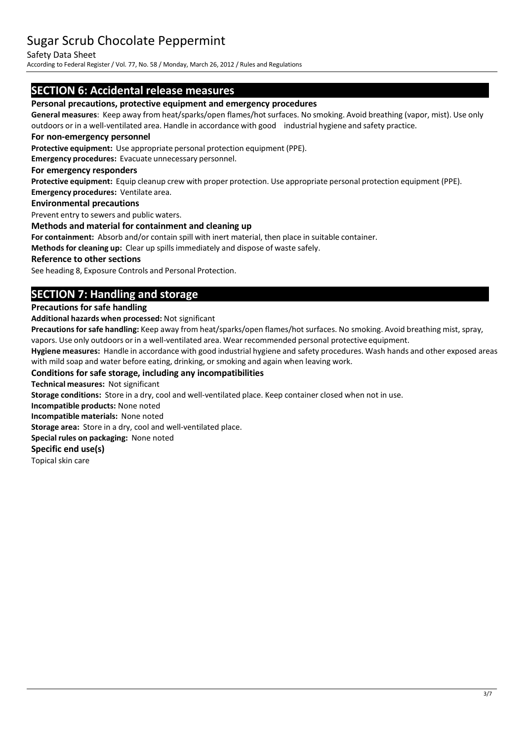## SECTION 6: Accidental release measures

### Personal precautions, protective equipment and emergency procedures

**General measures**: Keep away from heat/sparks/open flames/hot surfaces. No smoking. Avoid breathing (vapor, mist). Use only outdoors or in a well-ventilated area. Handle in accordance with good industrial hygiene and safety practice.

### For non-emergency personnel

**Protective equipment:** Use appropriate personal protection equipment (PPE).

**Emergency procedures:** Evacuate unnecessary personnel.

### For emergency responders

**Protective equipment:** Equip cleanup crew with proper protection. Use appropriate personal protection equipment (PPE).

**Emergency procedures:** Ventilate area.

### Environmental precautions

Prevent entry to sewers and public waters.

### Methods and material for containment and cleaning up

**For containment:** Absorb and/or contain spill with inert material, then place in suitable container.

**Methods for cleaning up:** Clear up spills immediately and dispose of waste safely.

### Reference to other sections

See heading 8, Exposure Controls and Personal Protection.

## SECTION 7: Handling and storage

### Precautions for safe handling

**Additional hazards when processed:** Not significant

**Precautions for safe handling:** Keep away from heat/sparks/open flames/hot surfaces. No smoking. Avoid breathing mist, spray, vapors. Use only outdoors or in a well-ventilated area. Wear recommended personal protective equipment.

**Hygiene measures:** Handle in accordance with good industrial hygiene and safety procedures. Wash hands and other exposed areas with mild soap and water before eating, drinking, or smoking and again when leaving work.

### Conditions for safe storage, including any incompatibilities

**Technical measures:** Not significant

**Storage conditions:** Store in a dry, cool and well-ventilated place. Keep container closed when not in use.

**Incompatible products:** None noted

**Incompatible materials:** None noted

**Storage area:** Store in a dry, cool and well-ventilated place.

**Special rules on packaging:** None noted

### Specific end use(s)

Topical skin care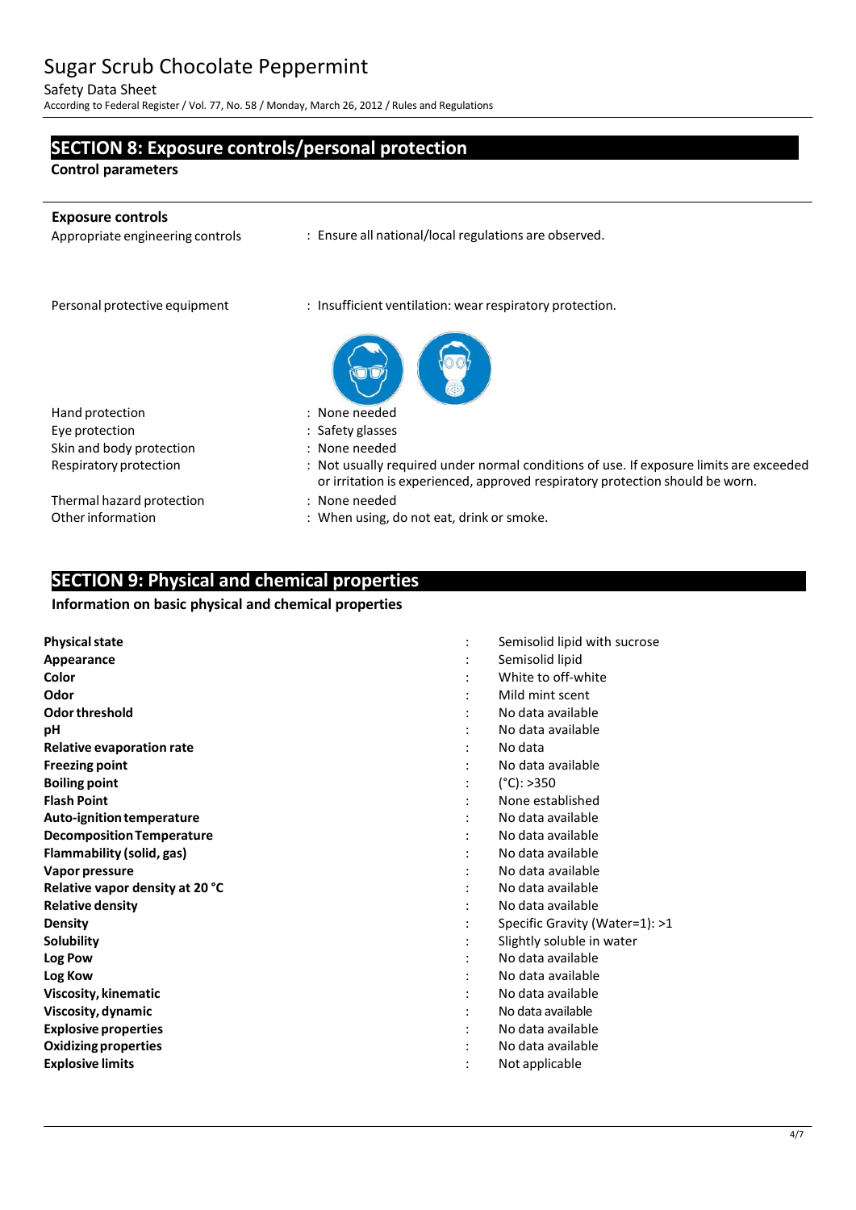## SECTION 8: Exposure controls/personal protection

**Control parameters**

**Exposure controls**

Appropriate engineering controls : Ensure all national/local regulations are observed.

Personal protective equipment : Insufficient ventilation: wear respiratory protection.

Hand protection : None needed

Eye protection : Safety glasses

Skin and body protection : None needed

Respiratory protection : Not usually required under normal conditions of use. If exposure limits are exceeded or irritation is experienced, approved respiratory protection should be worn.

Thermal hazard protection : None needed

Other information : When using, do not eat, drink or smoke.

## SECTION 9: Physical and chemical properties

**Information on basic physical and chemical properties**

| Property | Value |
| --- | --- |
| **Physical state** | Semisolid lipid with sucrose |
| **Appearance** | Semisolid lipid |
| **Color** | White to off-white |
| **Odor** | Mild mint scent |
| **Odor threshold** | No data available |
| **pH** | No data available |
| **Relative evaporation rate** | No data |
| **Freezing point** | No data available |
| **Boiling point** | (°C): >350 |
| **Flash Point** | None established |
| **Auto-ignition temperature** | No data available |
| **Decomposition Temperature** | No data available |
| **Flammability (solid, gas)** | No data available |
| **Vapor pressure** | No data available |
| **Relative vapor density at 20 °C** | No data available |
| **Relative density** | No data available |
| **Density** | Specific Gravity (Water=1): >1 |
| **Solubility** | Slightly soluble in water |
| **Log Pow** | No data available |
| **Log Kow** | No data available |
| **Viscosity, kinematic** | No data available |
| **Viscosity, dynamic** | No data available |
| **Explosive properties** | No data available |
| **Oxidizing properties** | No data available |
| **Explosive limits** | Not applicable |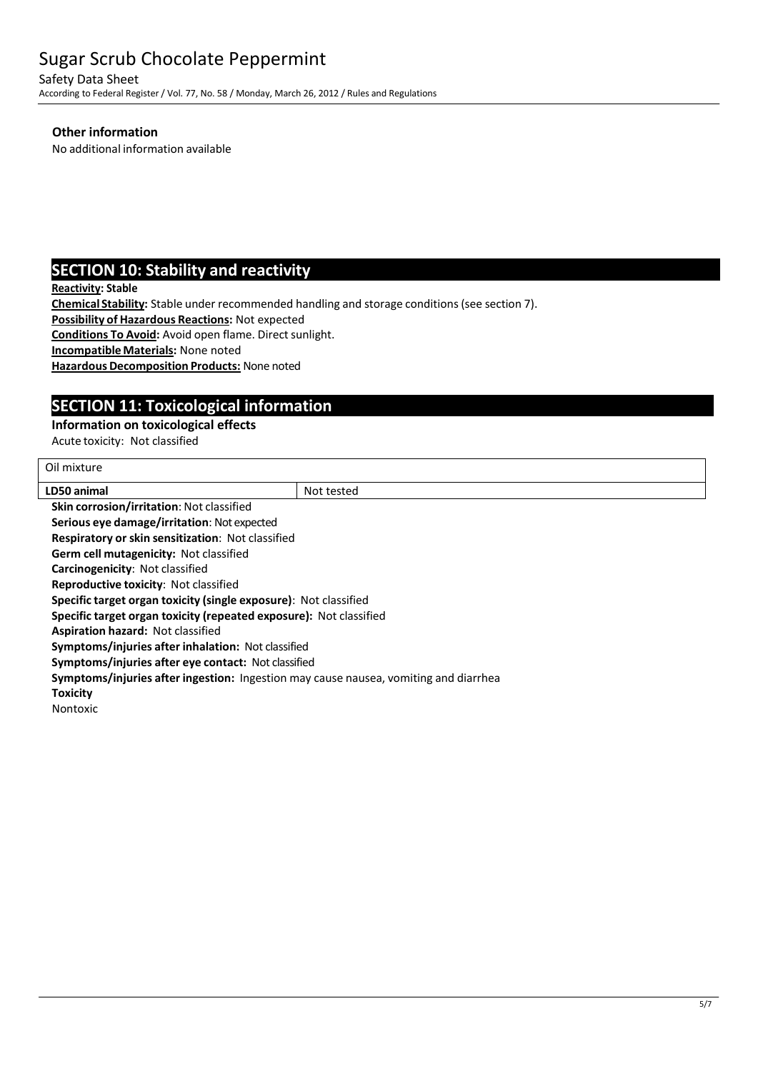### Other information

No additional information available

## SECTION 10: Stability and reactivity

**Reactivity: Stable**

**Chemical Stability:** Stable under recommended handling and storage conditions (see section 7).

**Possibility of Hazardous Reactions:** Not expected

**Conditions To Avoid:** Avoid open flame. Direct sunlight.

**Incompatible Materials:** None noted

**Hazardous Decomposition Products:** None noted

## SECTION 11: Toxicological information

**Information on toxicological effects**

Acute toxicity: Not classified

| Oil mixture | |
|---|---|
| **LD50 animal** | Not tested |

**Skin corrosion/irritation**: Not classified

**Serious eye damage/irritation**: Not expected

**Respiratory or skin sensitization**: Not classified

**Germ cell mutagenicity:** Not classified

**Carcinogenicity**: Not classified

**Reproductive toxicity**: Not classified

**Specific target organ toxicity (single exposure)**: Not classified

**Specific target organ toxicity (repeated exposure):** Not classified

**Aspiration hazard:** Not classified

**Symptoms/injuries after inhalation:** Not classified

**Symptoms/injuries after eye contact:** Not classified

**Symptoms/injuries after ingestion:** Ingestion may cause nausea, vomiting and diarrhea

**Toxicity**

Nontoxic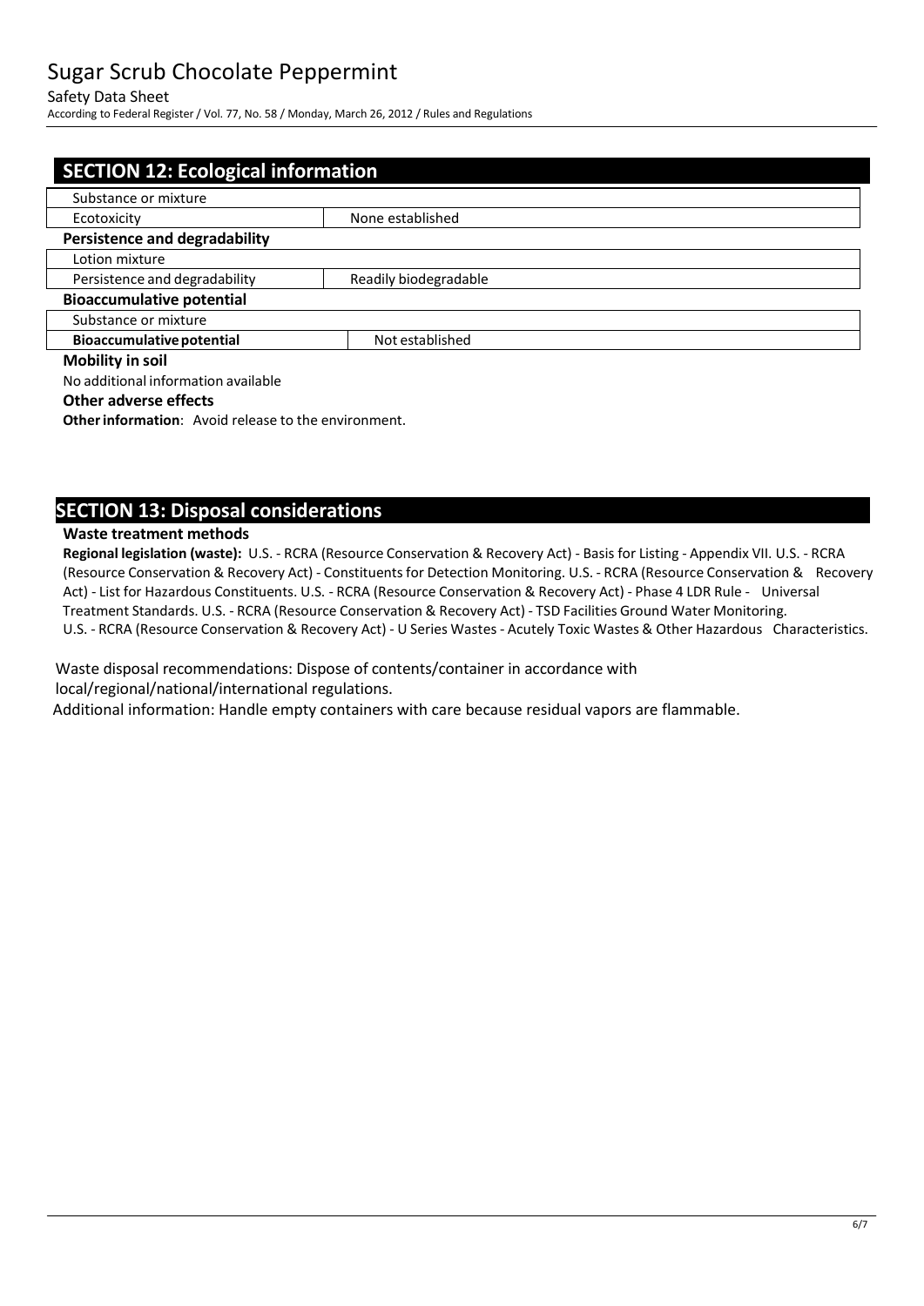## SECTION 12: Ecological information

| Substance or mixture | |
|---|---|
| Ecotoxicity | None established |

**Persistence and degradability**

| Lotion mixture | |
|---|---|
| Persistence and degradability | Readily biodegradable |

**Bioaccumulative potential**

| Substance or mixture | |
|---|---|
| **Bioaccumulative potential** | Not established |

**Mobility in soil**

No additional information available

**Other adverse effects**

**Other information**: Avoid release to the environment.

## SECTION 13: Disposal considerations

**Waste treatment methods**

**Regional legislation (waste):** U.S. - RCRA (Resource Conservation & Recovery Act) - Basis for Listing - Appendix VII. U.S. - RCRA (Resource Conservation & Recovery Act) - Constituents for Detection Monitoring. U.S. - RCRA (Resource Conservation & Recovery Act) - List for Hazardous Constituents. U.S. - RCRA (Resource Conservation & Recovery Act) - Phase 4 LDR Rule - Universal Treatment Standards. U.S. - RCRA (Resource Conservation & Recovery Act) - TSD Facilities Ground Water Monitoring. U.S. - RCRA (Resource Conservation & Recovery Act) - U Series Wastes - Acutely Toxic Wastes & Other Hazardous Characteristics.

Waste disposal recommendations: Dispose of contents/container in accordance with local/regional/national/international regulations.

Additional information: Handle empty containers with care because residual vapors are flammable.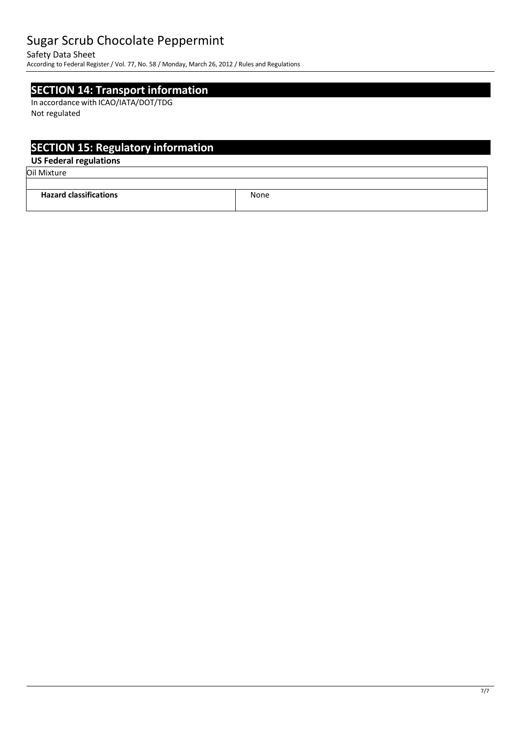## SECTION 14: Transport information

In accordance with ICAO/IATA/DOT/TDG

Not regulated

## SECTION 15: Regulatory information

### US Federal regulations

| Oil Mixture | |
|---|---|
| | |
| **Hazard classifications** | None |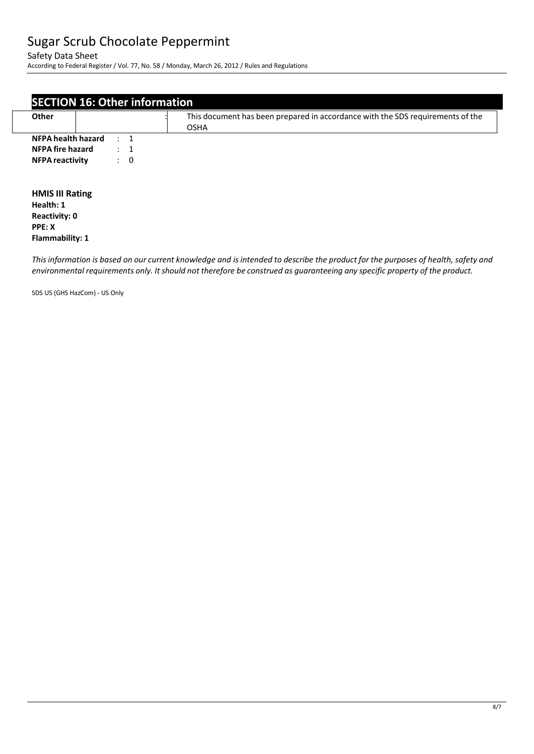## SECTION 16: Other information

| | |
|---|---|
| **Other** | This document has been prepared in accordance with the SDS requirements of the OSHA |

**NFPA health hazard** : 1
**NFPA fire hazard** : 1
**NFPA reactivity** : 0

**HMIS III Rating**
**Health: 1**
**Reactivity: 0**
**PPE: X**
**Flammability: 1**

*This information is based on our current knowledge and is intended to describe the product for the purposes of health, safety and environmental requirements only. It should not therefore be construed as guaranteeing any specific property of the product.*

SDS US (GHS HazCom) - US Only